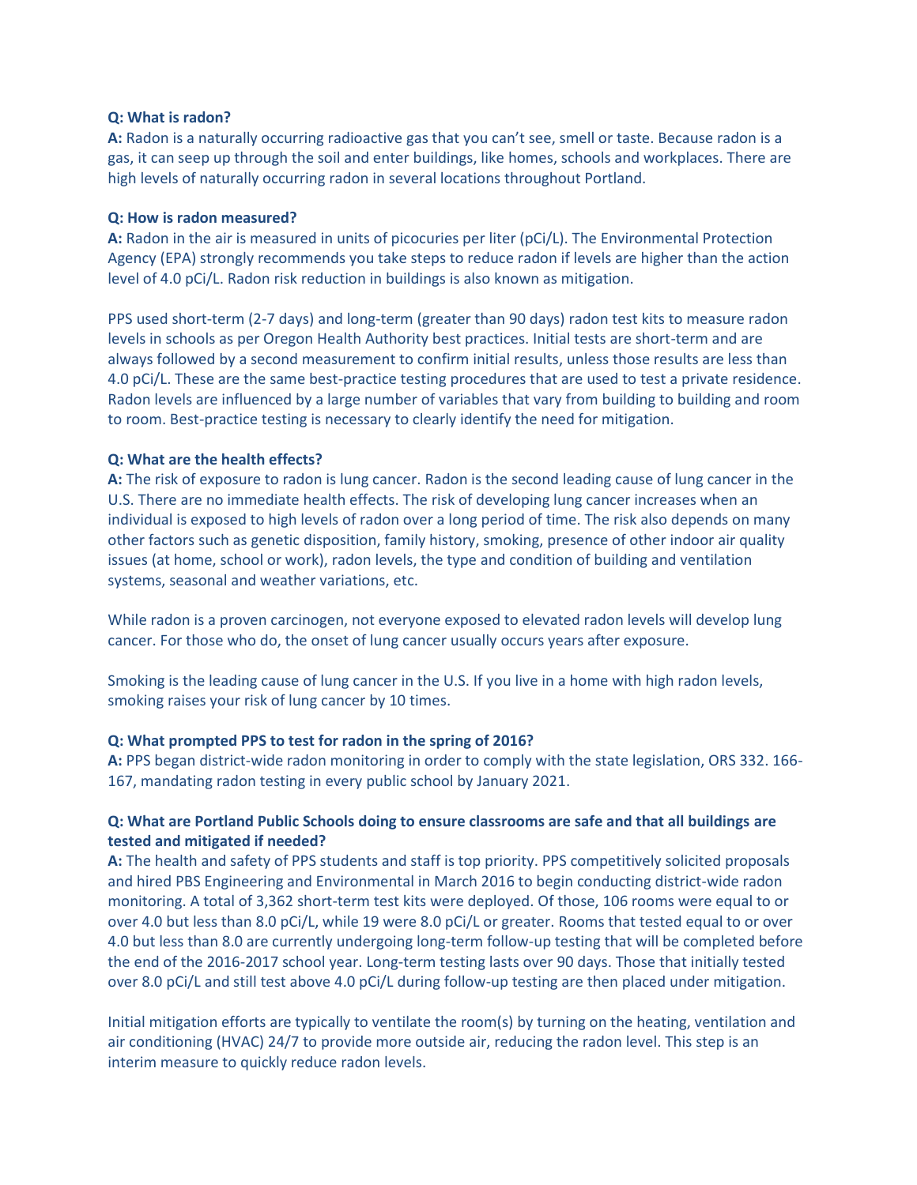**Q: What is radon?**
**A:** Radon is a naturally occurring radioactive gas that you can't see, smell or taste. Because radon is a gas, it can seep up through the soil and enter buildings, like homes, schools and workplaces. There are high levels of naturally occurring radon in several locations throughout Portland.

**Q: How is radon measured?**
**A:** Radon in the air is measured in units of picocuries per liter (pCi/L). The Environmental Protection Agency (EPA) strongly recommends you take steps to reduce radon if levels are higher than the action level of 4.0 pCi/L. Radon risk reduction in buildings is also known as mitigation.

PPS used short-term (2-7 days) and long-term (greater than 90 days) radon test kits to measure radon levels in schools as per Oregon Health Authority best practices. Initial tests are short-term and are always followed by a second measurement to confirm initial results, unless those results are less than 4.0 pCi/L. These are the same best-practice testing procedures that are used to test a private residence. Radon levels are influenced by a large number of variables that vary from building to building and room to room. Best-practice testing is necessary to clearly identify the need for mitigation.

**Q: What are the health effects?**
**A:** The risk of exposure to radon is lung cancer. Radon is the second leading cause of lung cancer in the U.S. There are no immediate health effects. The risk of developing lung cancer increases when an individual is exposed to high levels of radon over a long period of time. The risk also depends on many other factors such as genetic disposition, family history, smoking, presence of other indoor air quality issues (at home, school or work), radon levels, the type and condition of building and ventilation systems, seasonal and weather variations, etc.

While radon is a proven carcinogen, not everyone exposed to elevated radon levels will develop lung cancer. For those who do, the onset of lung cancer usually occurs years after exposure.

Smoking is the leading cause of lung cancer in the U.S. If you live in a home with high radon levels, smoking raises your risk of lung cancer by 10 times.

**Q: What prompted PPS to test for radon in the spring of 2016?**
**A:** PPS began district-wide radon monitoring in order to comply with the state legislation, ORS 332. 166-167, mandating radon testing in every public school by January 2021.

**Q: What are Portland Public Schools doing to ensure classrooms are safe and that all buildings are tested and mitigated if needed?**
**A:** The health and safety of PPS students and staff is top priority. PPS competitively solicited proposals and hired PBS Engineering and Environmental in March 2016 to begin conducting district-wide radon monitoring. A total of 3,362 short-term test kits were deployed. Of those, 106 rooms were equal to or over 4.0 but less than 8.0 pCi/L, while 19 were 8.0 pCi/L or greater. Rooms that tested equal to or over 4.0 but less than 8.0 are currently undergoing long-term follow-up testing that will be completed before the end of the 2016-2017 school year. Long-term testing lasts over 90 days. Those that initially tested over 8.0 pCi/L and still test above 4.0 pCi/L during follow-up testing are then placed under mitigation.

Initial mitigation efforts are typically to ventilate the room(s) by turning on the heating, ventilation and air conditioning (HVAC) 24/7 to provide more outside air, reducing the radon level. This step is an interim measure to quickly reduce radon levels.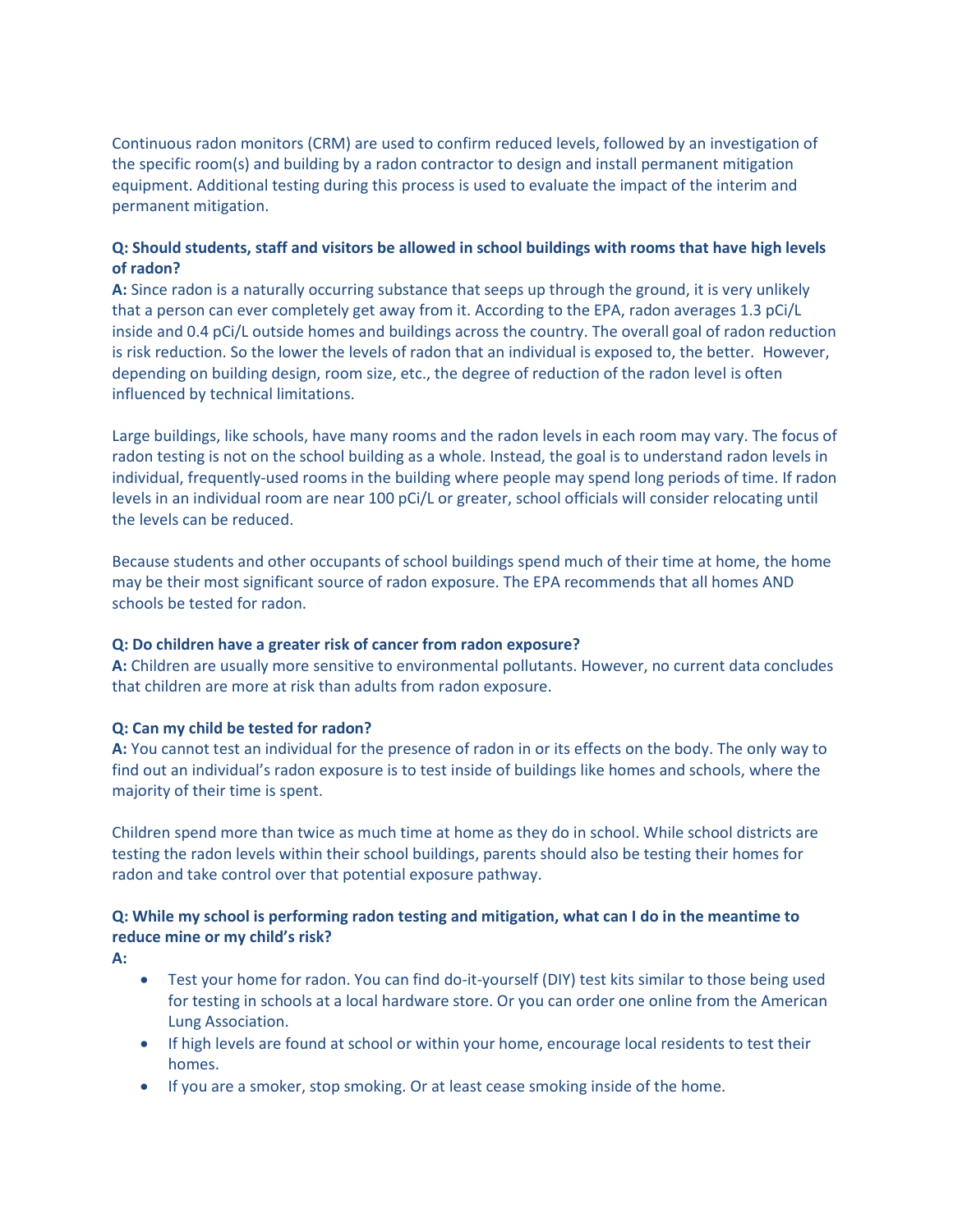Continuous radon monitors (CRM) are used to confirm reduced levels, followed by an investigation of the specific room(s) and building by a radon contractor to design and install permanent mitigation equipment. Additional testing during this process is used to evaluate the impact of the interim and permanent mitigation.

**Q: Should students, staff and visitors be allowed in school buildings with rooms that have high levels of radon?**

**A:** Since radon is a naturally occurring substance that seeps up through the ground, it is very unlikely that a person can ever completely get away from it. According to the EPA, radon averages 1.3 pCi/L inside and 0.4 pCi/L outside homes and buildings across the country. The overall goal of radon reduction is risk reduction. So the lower the levels of radon that an individual is exposed to, the better. However, depending on building design, room size, etc., the degree of reduction of the radon level is often influenced by technical limitations.

Large buildings, like schools, have many rooms and the radon levels in each room may vary. The focus of radon testing is not on the school building as a whole. Instead, the goal is to understand radon levels in individual, frequently-used rooms in the building where people may spend long periods of time. If radon levels in an individual room are near 100 pCi/L or greater, school officials will consider relocating until the levels can be reduced.

Because students and other occupants of school buildings spend much of their time at home, the home may be their most significant source of radon exposure. The EPA recommends that all homes AND schools be tested for radon.

**Q: Do children have a greater risk of cancer from radon exposure?**

**A:** Children are usually more sensitive to environmental pollutants. However, no current data concludes that children are more at risk than adults from radon exposure.

**Q: Can my child be tested for radon?**

**A:** You cannot test an individual for the presence of radon in or its effects on the body. The only way to find out an individual's radon exposure is to test inside of buildings like homes and schools, where the majority of their time is spent.

Children spend more than twice as much time at home as they do in school. While school districts are testing the radon levels within their school buildings, parents should also be testing their homes for radon and take control over that potential exposure pathway.

**Q: While my school is performing radon testing and mitigation, what can I do in the meantime to reduce mine or my child's risk?**

**A:**

- Test your home for radon. You can find do-it-yourself (DIY) test kits similar to those being used for testing in schools at a local hardware store. Or you can order one online from the American Lung Association.
- If high levels are found at school or within your home, encourage local residents to test their homes.
- If you are a smoker, stop smoking. Or at least cease smoking inside of the home.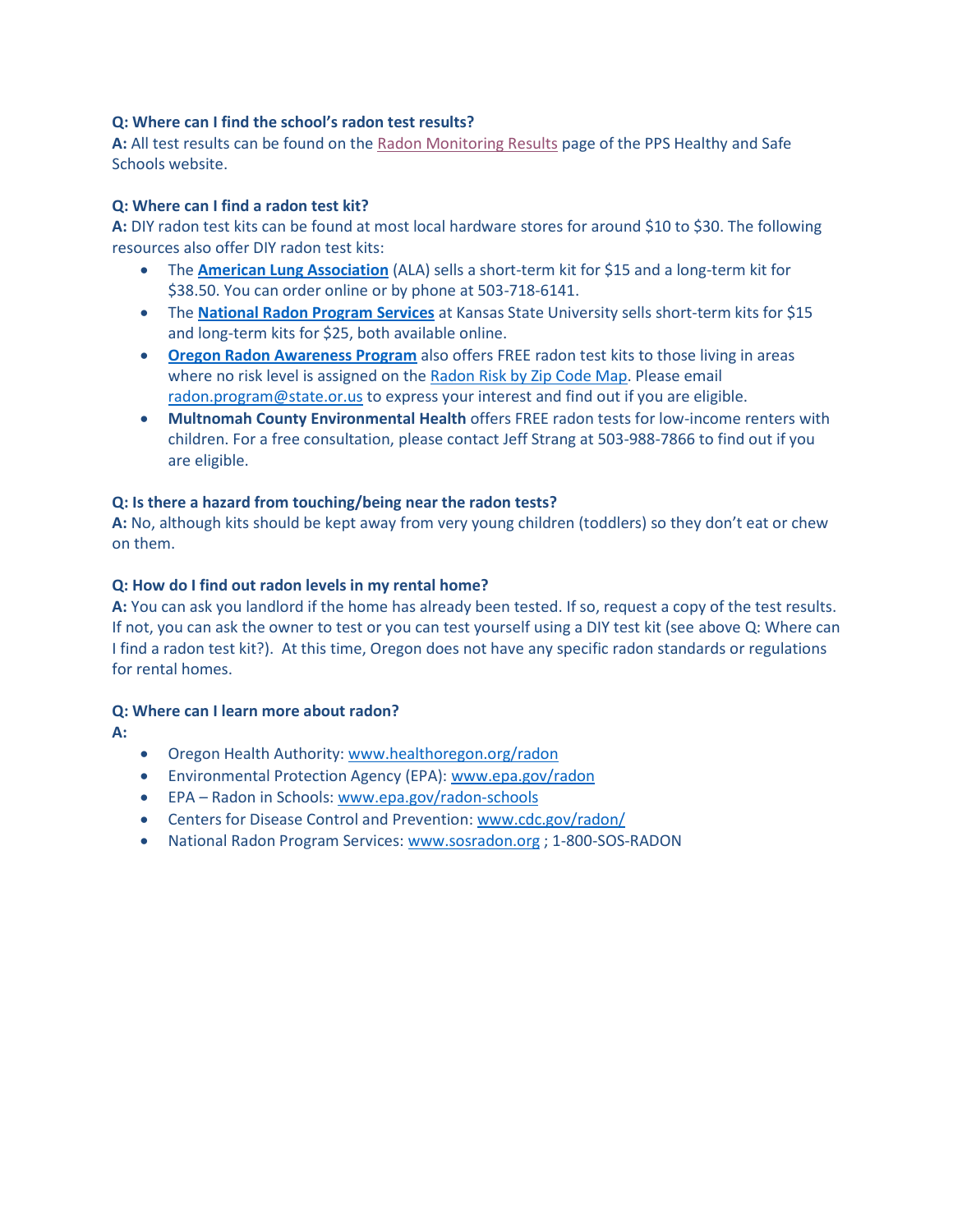**Q: Where can I find the school's radon test results?**
**A:** All test results can be found on the Radon Monitoring Results page of the PPS Healthy and Safe Schools website.

**Q: Where can I find a radon test kit?**
**A:** DIY radon test kits can be found at most local hardware stores for around $10 to $30. The following resources also offer DIY radon test kits:

- The **American Lung Association** (ALA) sells a short-term kit for $15 and a long-term kit for $38.50. You can order online or by phone at 503-718-6141.
- The **National Radon Program Services** at Kansas State University sells short-term kits for $15 and long-term kits for $25, both available online.
- **Oregon Radon Awareness Program** also offers FREE radon test kits to those living in areas where no risk level is assigned on the Radon Risk by Zip Code Map. Please email radon.program@state.or.us to express your interest and find out if you are eligible.
- **Multnomah County Environmental Health** offers FREE radon tests for low-income renters with children. For a free consultation, please contact Jeff Strang at 503-988-7866 to find out if you are eligible.

**Q: Is there a hazard from touching/being near the radon tests?**
**A:** No, although kits should be kept away from very young children (toddlers) so they don't eat or chew on them.

**Q: How do I find out radon levels in my rental home?**
**A:** You can ask you landlord if the home has already been tested. If so, request a copy of the test results. If not, you can ask the owner to test or you can test yourself using a DIY test kit (see above Q: Where can I find a radon test kit?). At this time, Oregon does not have any specific radon standards or regulations for rental homes.

**Q: Where can I learn more about radon?**
**A:**

- Oregon Health Authority: www.healthoregon.org/radon
- Environmental Protection Agency (EPA): www.epa.gov/radon
- EPA – Radon in Schools: www.epa.gov/radon-schools
- Centers for Disease Control and Prevention: www.cdc.gov/radon/
- National Radon Program Services: www.sosradon.org ; 1-800-SOS-RADON